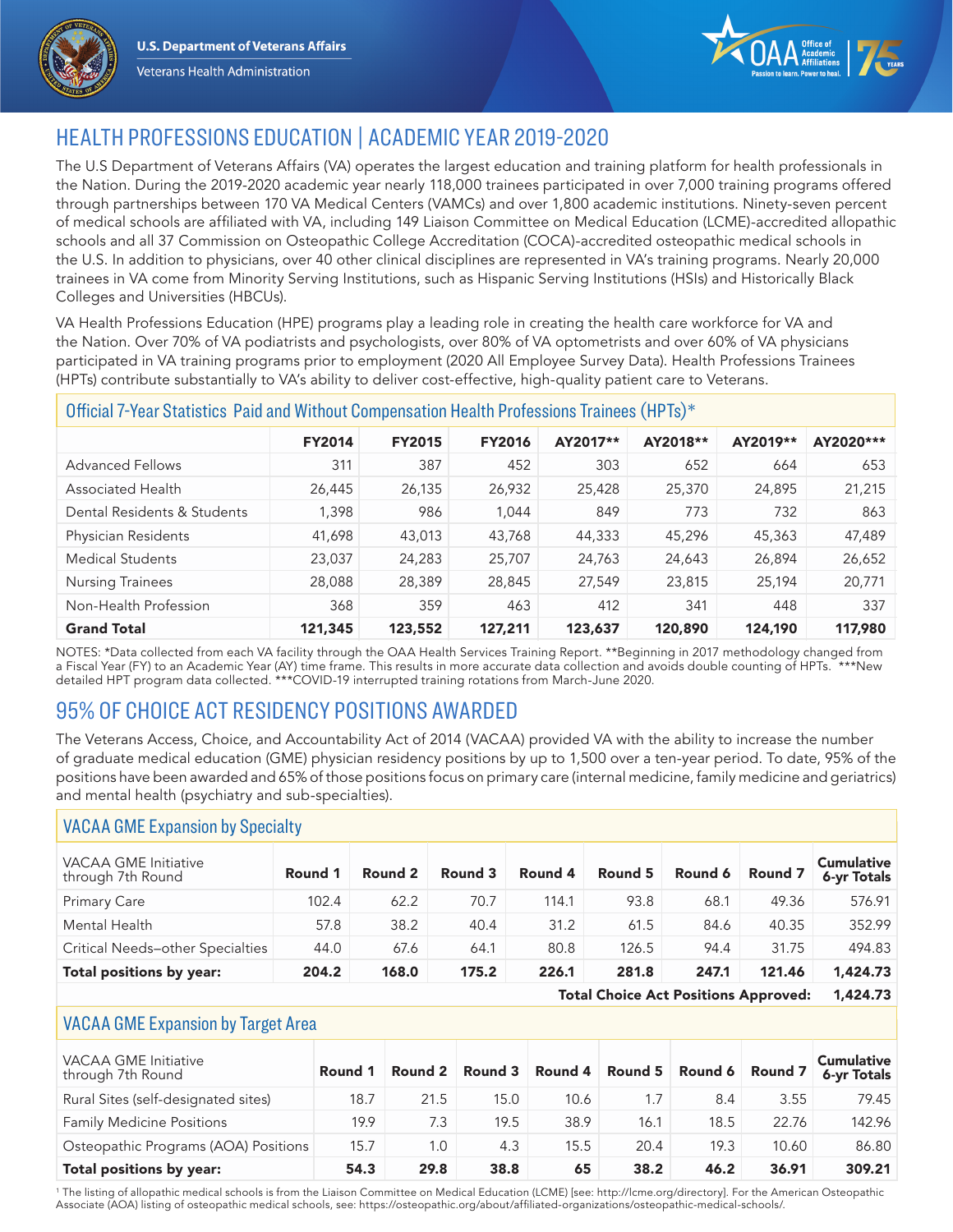U.S. Department of Veterans Affairs

Veterans Health Administration

# HEALTH PROFESSIONS EDUCATION | ACADEMIC YEAR 2019-2020

The U.S Department of Veterans Affairs (VA) operates the largest education and training platform for health professionals in the Nation. During the 2019-2020 academic year nearly 118,000 trainees participated in over 7,000 training programs offered through partnerships between 170 VA Medical Centers (VAMCs) and over 1,800 academic institutions. Ninety-seven percent of medical schools are affiliated with VA, including 149 Liaison Committee on Medical Education (LCME)-accredited allopathic schools and all 37 Commission on Osteopathic College Accreditation (COCA)-accredited osteopathic medical schools in the U.S. In addition to physicians, over 40 other clinical disciplines are represented in VA's training programs. Nearly 20,000 trainees in VA come from Minority Serving Institutions, such as Hispanic Serving Institutions (HSIs) and Historically Black Colleges and Universities (HBCUs).

VA Health Professions Education (HPE) programs play a leading role in creating the health care workforce for VA and the Nation. Over 70% of VA podiatrists and psychologists, over 80% of VA optometrists and over 60% of VA physicians participated in VA training programs prior to employment (2020 All Employee Survey Data). Health Professions Trainees (HPTs) contribute substantially to VA's ability to deliver cost-effective, high-quality patient care to Veterans.

### Official 7-Year Statistics Paid and Without Compensation Health Professions Trainees (HPTs)*

| | FY2014 | FY2015 | FY2016 | AY2017** | AY2018** | AY2019** | AY2020*** |
|---|---|---|---|---|---|---|---|
| Advanced Fellows | 311 | 387 | 452 | 303 | 652 | 664 | 653 |
| Associated Health | 26,445 | 26,135 | 26,932 | 25,428 | 25,370 | 24,895 | 21,215 |
| Dental Residents & Students | 1,398 | 986 | 1,044 | 849 | 773 | 732 | 863 |
| Physician Residents | 41,698 | 43,013 | 43,768 | 44,333 | 45,296 | 45,363 | 47,489 |
| Medical Students | 23,037 | 24,283 | 25,707 | 24,763 | 24,643 | 26,894 | 26,652 |
| Nursing Trainees | 28,088 | 28,389 | 28,845 | 27,549 | 23,815 | 25,194 | 20,771 |
| Non-Health Profession | 368 | 359 | 463 | 412 | 341 | 448 | 337 |
| **Grand Total** | **121,345** | **123,552** | **127,211** | **123,637** | **120,890** | **124,190** | **117,980** |

NOTES: *Data collected from each VA facility through the OAA Health Services Training Report. **Beginning in 2017 methodology changed from a Fiscal Year (FY) to an Academic Year (AY) time frame. This results in more accurate data collection and avoids double counting of HPTs. ***New detailed HPT program data collected. ***COVID-19 interrupted training rotations from March-June 2020.

# 95% OF CHOICE ACT RESIDENCY POSITIONS AWARDED

The Veterans Access, Choice, and Accountability Act of 2014 (VACAA) provided VA with the ability to increase the number of graduate medical education (GME) physician residency positions by up to 1,500 over a ten-year period. To date, 95% of the positions have been awarded and 65% of those positions focus on primary care (internal medicine, family medicine and geriatrics) and mental health (psychiatry and sub-specialties).

### VACAA GME Expansion by Specialty

| VACAA GME Initiative through 7th Round | Round 1 | Round 2 | Round 3 | Round 4 | Round 5 | Round 6 | Round 7 | Cumulative 6-yr Totals |
|---|---|---|---|---|---|---|---|---|
| Primary Care | 102.4 | 62.2 | 70.7 | 114.1 | 93.8 | 68.1 | 49.36 | 576.91 |
| Mental Health | 57.8 | 38.2 | 40.4 | 31.2 | 61.5 | 84.6 | 40.35 | 352.99 |
| Critical Needs–other Specialties | 44.0 | 67.6 | 64.1 | 80.8 | 126.5 | 94.4 | 31.75 | 494.83 |
| **Total positions by year:** | **204.2** | **168.0** | **175.2** | **226.1** | **281.8** | **247.1** | **121.46** | **1,424.73** |
| | | | | | | | **Total Choice Act Positions Approved:** | **1,424.73** |

### VACAA GME Expansion by Target Area

| VACAA GME Initiative through 7th Round | Round 1 | Round 2 | Round 3 | Round 4 | Round 5 | Round 6 | Round 7 | Cumulative 6-yr Totals |
|---|---|---|---|---|---|---|---|---|
| Rural Sites (self-designated sites) | 18.7 | 21.5 | 15.0 | 10.6 | 1.7 | 8.4 | 3.55 | 79.45 |
| Family Medicine Positions | 19.9 | 7.3 | 19.5 | 38.9 | 16.1 | 18.5 | 22.76 | 142.96 |
| Osteopathic Programs (AOA) Positions | 15.7 | 1.0 | 4.3 | 15.5 | 20.4 | 19.3 | 10.60 | 86.80 |
| **Total positions by year:** | **54.3** | **29.8** | **38.8** | **65** | **38.2** | **46.2** | **36.91** | **309.21** |

[1] The listing of allopathic medical schools is from the Liaison Committee on Medical Education (LCME) [see: http://lcme.org/directory]. For the American Osteopathic Associate (AOA) listing of osteopathic medical schools, see: https://osteopathic.org/about/affiliated-organizations/osteopathic-medical-schools/.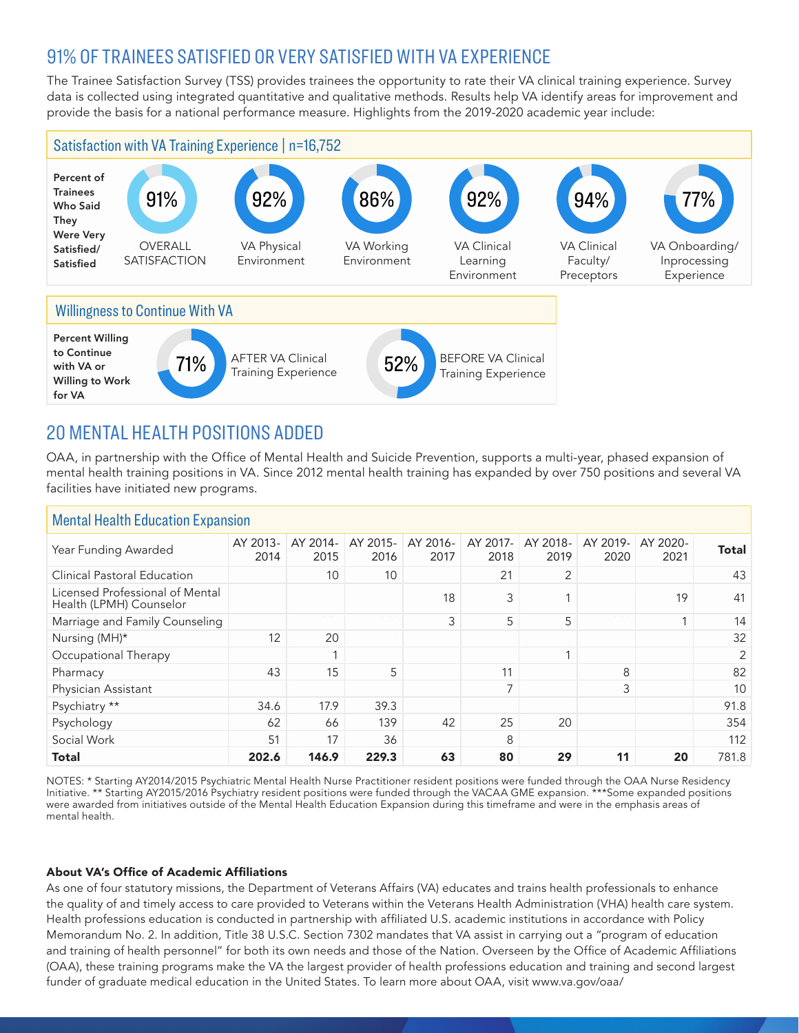## 91% OF TRAINEES SATISFIED OR VERY SATISFIED WITH VA EXPERIENCE

The Trainee Satisfaction Survey (TSS) provides trainees the opportunity to rate their VA clinical training experience. Survey data is collected using integrated quantitative and qualitative methods. Results help VA identify areas for improvement and provide the basis for a national performance measure. Highlights from the 2019-2020 academic year include:

### Satisfaction with VA Training Experience | n=16,752

**Percent of Trainees Who Said They Were Very Satisfied/ Satisfied**

91% OVERALL SATISFACTION

92% VA Physical Environment

86% VA Working Environment

92% VA Clinical Learning Environment

94% VA Clinical Faculty/ Preceptors

77% VA Onboarding/ Inprocessing Experience

### Willingness to Continue With VA

**Percent Willing to Continue with VA or Willing to Work for VA**

71% AFTER VA Clinical Training Experience

52% BEFORE VA Clinical Training Experience

## 20 MENTAL HEALTH POSITIONS ADDED

OAA, in partnership with the Office of Mental Health and Suicide Prevention, supports a multi-year, phased expansion of mental health training positions in VA. Since 2012 mental health training has expanded by over 750 positions and several VA facilities have initiated new programs.

### Mental Health Education Expansion

| Year Funding Awarded | AY 2013-2014 | AY 2014-2015 | AY 2015-2016 | AY 2016-2017 | AY 2017-2018 | AY 2018-2019 | AY 2019-2020 | AY 2020-2021 | **Total** |
|---|---|---|---|---|---|---|---|---|---|
| Clinical Pastoral Education | | 10 | 10 | | 21 | 2 | | | 43 |
| Licensed Professional of Mental Health (LPMH) Counselor | | | | 18 | 3 | 1 | | 19 | 41 |
| Marriage and Family Counseling | | | | 3 | 5 | 5 | | 1 | 14 |
| Nursing (MH)* | 12 | 20 | | | | | | | 32 |
| Occupational Therapy | | 1 | | | | 1 | | | 2 |
| Pharmacy | 43 | 15 | 5 | | 11 | | 8 | | 82 |
| Physician Assistant | | | | | 7 | | 3 | | 10 |
| Psychiatry ** | 34.6 | 17.9 | 39.3 | | | | | | 91.8 |
| Psychology | 62 | 66 | 139 | 42 | 25 | 20 | | | 354 |
| Social Work | 51 | 17 | 36 | | 8 | | | | 112 |
| **Total** | **202.6** | **146.9** | **229.3** | **63** | **80** | **29** | **11** | **20** | 781.8 |

NOTES: * Starting AY2014/2015 Psychiatric Mental Health Nurse Practitioner resident positions were funded through the OAA Nurse Residency Initiative. ** Starting AY2015/2016 Psychiatry resident positions were funded through the VACAA GME expansion. ***Some expanded positions were awarded from initiatives outside of the Mental Health Education Expansion during this timeframe and were in the emphasis areas of mental health.

**About VA's Office of Academic Affiliations**

As one of four statutory missions, the Department of Veterans Affairs (VA) educates and trains health professionals to enhance the quality of and timely access to care provided to Veterans within the Veterans Health Administration (VHA) health care system. Health professions education is conducted in partnership with affiliated U.S. academic institutions in accordance with Policy Memorandum No. 2. In addition, Title 38 U.S.C. Section 7302 mandates that VA assist in carrying out a "program of education and training of health personnel" for both its own needs and those of the Nation. Overseen by the Office of Academic Affiliations (OAA), these training programs make the VA the largest provider of health professions education and training and second largest funder of graduate medical education in the United States. To learn more about OAA, visit www.va.gov/oaa/